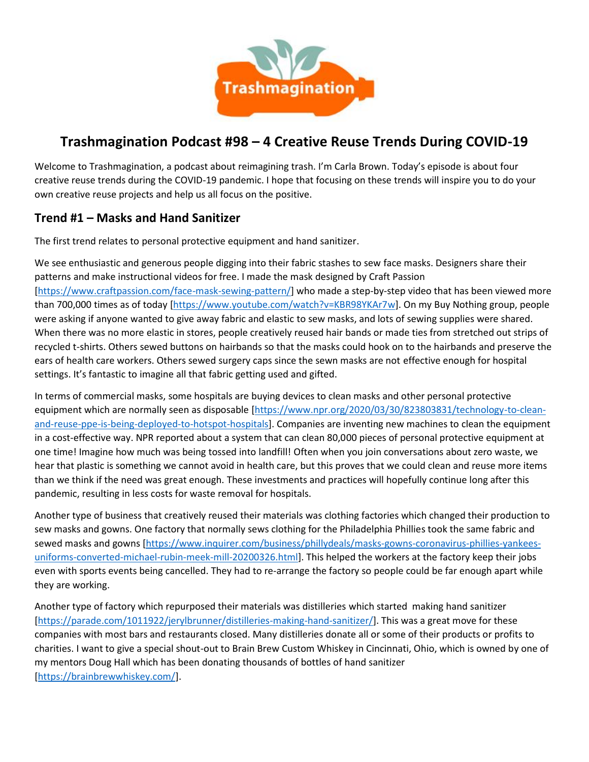# Trashmagination Podcast #98 – 4 Creative Reuse Trends During COVID-19

Welcome to Trashmagination, a podcast about reimagining trash. I'm Carla Brown. Today's episode is about four creative reuse trends during the COVID-19 pandemic. I hope that focusing on these trends will inspire you to do your own creative reuse projects and help us all focus on the positive.

## Trend #1 – Masks and Hand Sanitizer

The first trend relates to personal protective equipment and hand sanitizer.

We see enthusiastic and generous people digging into their fabric stashes to sew face masks. Designers share their patterns and make instructional videos for free. I made the mask designed by Craft Passion [https://www.craftpassion.com/face-mask-sewing-pattern/] who made a step-by-step video that has been viewed more than 700,000 times as of today [https://www.youtube.com/watch?v=KBR98YKAr7w]. On my Buy Nothing group, people were asking if anyone wanted to give away fabric and elastic to sew masks, and lots of sewing supplies were shared. When there was no more elastic in stores, people creatively reused hair bands or made ties from stretched out strips of recycled t-shirts. Others sewed buttons on hairbands so that the masks could hook on to the hairbands and preserve the ears of health care workers. Others sewed surgery caps since the sewn masks are not effective enough for hospital settings. It's fantastic to imagine all that fabric getting used and gifted.

In terms of commercial masks, some hospitals are buying devices to clean masks and other personal protective equipment which are normally seen as disposable [https://www.npr.org/2020/03/30/823803831/technology-to-clean-and-reuse-ppe-is-being-deployed-to-hotspot-hospitals]. Companies are inventing new machines to clean the equipment in a cost-effective way. NPR reported about a system that can clean 80,000 pieces of personal protective equipment at one time! Imagine how much was being tossed into landfill! Often when you join conversations about zero waste, we hear that plastic is something we cannot avoid in health care, but this proves that we could clean and reuse more items than we think if the need was great enough. These investments and practices will hopefully continue long after this pandemic, resulting in less costs for waste removal for hospitals.

Another type of business that creatively reused their materials was clothing factories which changed their production to sew masks and gowns. One factory that normally sews clothing for the Philadelphia Phillies took the same fabric and sewed masks and gowns [https://www.inquirer.com/business/phillydeals/masks-gowns-coronavirus-phillies-yankees-uniforms-converted-michael-rubin-meek-mill-20200326.html]. This helped the workers at the factory keep their jobs even with sports events being cancelled. They had to re-arrange the factory so people could be far enough apart while they are working.

Another type of factory which repurposed their materials was distilleries which started making hand sanitizer [https://parade.com/1011922/jerylbrunner/distilleries-making-hand-sanitizer/]. This was a great move for these companies with most bars and restaurants closed. Many distilleries donate all or some of their products or profits to charities. I want to give a special shout-out to Brain Brew Custom Whiskey in Cincinnati, Ohio, which is owned by one of my mentors Doug Hall which has been donating thousands of bottles of hand sanitizer [https://brainbrewwhiskey.com/].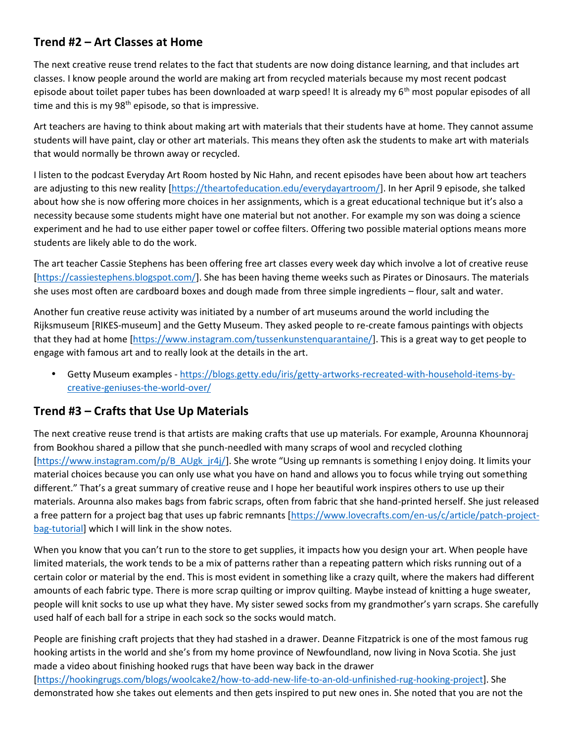## Trend #2 – Art Classes at Home

The next creative reuse trend relates to the fact that students are now doing distance learning, and that includes art classes. I know people around the world are making art from recycled materials because my most recent podcast episode about toilet paper tubes has been downloaded at warp speed! It is already my 6th most popular episodes of all time and this is my 98th episode, so that is impressive.

Art teachers are having to think about making art with materials that their students have at home. They cannot assume students will have paint, clay or other art materials. This means they often ask the students to make art with materials that would normally be thrown away or recycled.

I listen to the podcast Everyday Art Room hosted by Nic Hahn, and recent episodes have been about how art teachers are adjusting to this new reality [https://theartofeducation.edu/everydayartroom/]. In her April 9 episode, she talked about how she is now offering more choices in her assignments, which is a great educational technique but it's also a necessity because some students might have one material but not another. For example my son was doing a science experiment and he had to use either paper towel or coffee filters. Offering two possible material options means more students are likely able to do the work.

The art teacher Cassie Stephens has been offering free art classes every week day which involve a lot of creative reuse [https://cassiestephens.blogspot.com/]. She has been having theme weeks such as Pirates or Dinosaurs. The materials she uses most often are cardboard boxes and dough made from three simple ingredients – flour, salt and water.

Another fun creative reuse activity was initiated by a number of art museums around the world including the Rijksmuseum [RIKES-museum] and the Getty Museum. They asked people to re-create famous paintings with objects that they had at home [https://www.instagram.com/tussenkunstenquarantaine/]. This is a great way to get people to engage with famous art and to really look at the details in the art.

- Getty Museum examples - https://blogs.getty.edu/iris/getty-artworks-recreated-with-household-items-by-creative-geniuses-the-world-over/

## Trend #3 – Crafts that Use Up Materials

The next creative reuse trend is that artists are making crafts that use up materials. For example, Arounna Khounnoraj from Bookhou shared a pillow that she punch-needled with many scraps of wool and recycled clothing [https://www.instagram.com/p/B_AUgk_jr4j/]. She wrote "Using up remnants is something I enjoy doing. It limits your material choices because you can only use what you have on hand and allows you to focus while trying out something different." That's a great summary of creative reuse and I hope her beautiful work inspires others to use up their materials. Arounna also makes bags from fabric scraps, often from fabric that she hand-printed herself. She just released a free pattern for a project bag that uses up fabric remnants [https://www.lovecrafts.com/en-us/c/article/patch-project-bag-tutorial] which I will link in the show notes.

When you know that you can't run to the store to get supplies, it impacts how you design your art. When people have limited materials, the work tends to be a mix of patterns rather than a repeating pattern which risks running out of a certain color or material by the end. This is most evident in something like a crazy quilt, where the makers had different amounts of each fabric type. There is more scrap quilting or improv quilting. Maybe instead of knitting a huge sweater, people will knit socks to use up what they have. My sister sewed socks from my grandmother's yarn scraps. She carefully used half of each ball for a stripe in each sock so the socks would match.

People are finishing craft projects that they had stashed in a drawer. Deanne Fitzpatrick is one of the most famous rug hooking artists in the world and she's from my home province of Newfoundland, now living in Nova Scotia. She just made a video about finishing hooked rugs that have been way back in the drawer [https://hookingrugs.com/blogs/woolcake2/how-to-add-new-life-to-an-old-unfinished-rug-hooking-project]. She demonstrated how she takes out elements and then gets inspired to put new ones in. She noted that you are not the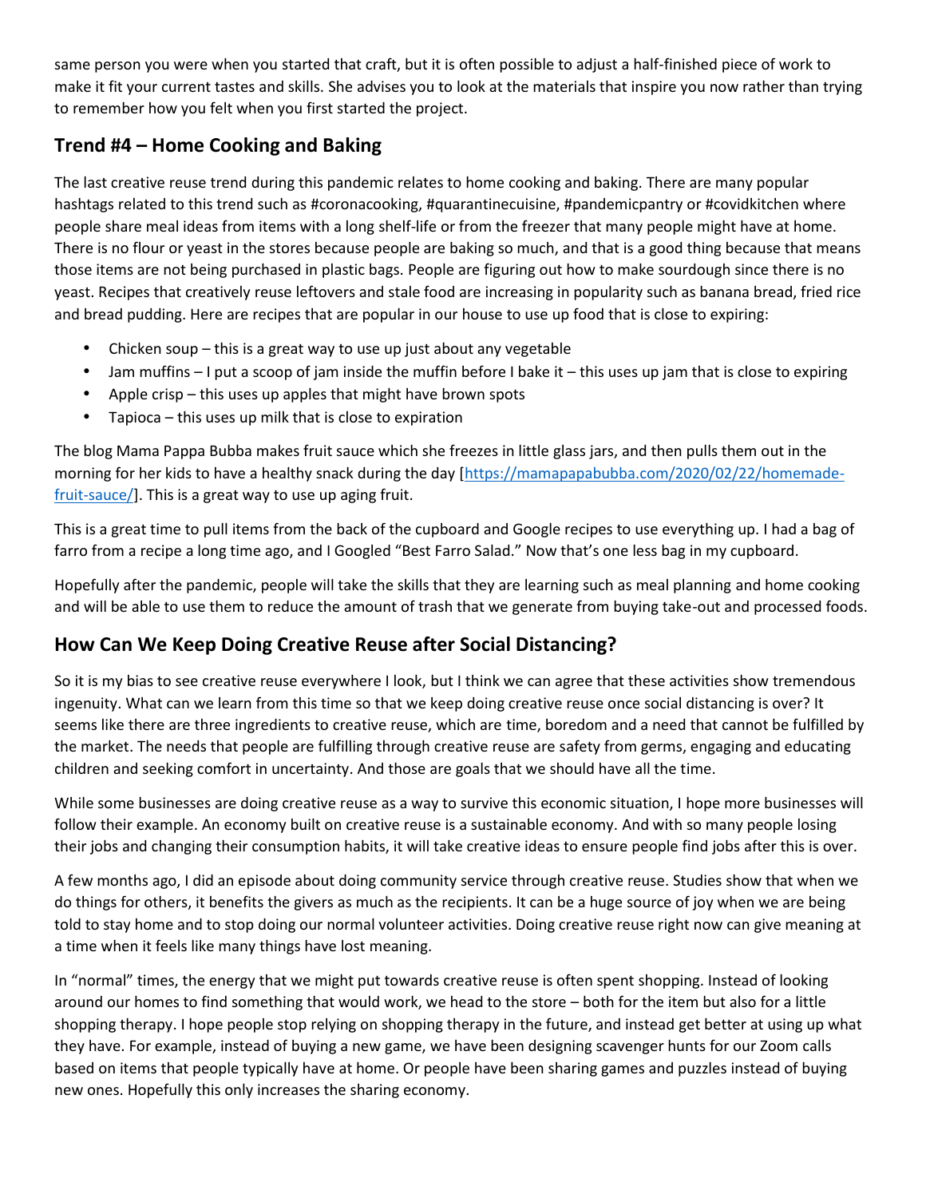same person you were when you started that craft, but it is often possible to adjust a half-finished piece of work to make it fit your current tastes and skills. She advises you to look at the materials that inspire you now rather than trying to remember how you felt when you first started the project.

## Trend #4 – Home Cooking and Baking

The last creative reuse trend during this pandemic relates to home cooking and baking. There are many popular hashtags related to this trend such as #coronacooking, #quarantinecuisine, #pandemicpantry or #covidkitchen where people share meal ideas from items with a long shelf-life or from the freezer that many people might have at home. There is no flour or yeast in the stores because people are baking so much, and that is a good thing because that means those items are not being purchased in plastic bags. People are figuring out how to make sourdough since there is no yeast. Recipes that creatively reuse leftovers and stale food are increasing in popularity such as banana bread, fried rice and bread pudding. Here are recipes that are popular in our house to use up food that is close to expiring:

- Chicken soup – this is a great way to use up just about any vegetable
- Jam muffins – I put a scoop of jam inside the muffin before I bake it – this uses up jam that is close to expiring
- Apple crisp – this uses up apples that might have brown spots
- Tapioca – this uses up milk that is close to expiration

The blog Mama Pappa Bubba makes fruit sauce which she freezes in little glass jars, and then pulls them out in the morning for her kids to have a healthy snack during the day [https://mamapapabubba.com/2020/02/22/homemade-fruit-sauce/]. This is a great way to use up aging fruit.

This is a great time to pull items from the back of the cupboard and Google recipes to use everything up. I had a bag of farro from a recipe a long time ago, and I Googled "Best Farro Salad." Now that's one less bag in my cupboard.

Hopefully after the pandemic, people will take the skills that they are learning such as meal planning and home cooking and will be able to use them to reduce the amount of trash that we generate from buying take-out and processed foods.

## How Can We Keep Doing Creative Reuse after Social Distancing?

So it is my bias to see creative reuse everywhere I look, but I think we can agree that these activities show tremendous ingenuity. What can we learn from this time so that we keep doing creative reuse once social distancing is over? It seems like there are three ingredients to creative reuse, which are time, boredom and a need that cannot be fulfilled by the market. The needs that people are fulfilling through creative reuse are safety from germs, engaging and educating children and seeking comfort in uncertainty. And those are goals that we should have all the time.

While some businesses are doing creative reuse as a way to survive this economic situation, I hope more businesses will follow their example. An economy built on creative reuse is a sustainable economy. And with so many people losing their jobs and changing their consumption habits, it will take creative ideas to ensure people find jobs after this is over.

A few months ago, I did an episode about doing community service through creative reuse. Studies show that when we do things for others, it benefits the givers as much as the recipients. It can be a huge source of joy when we are being told to stay home and to stop doing our normal volunteer activities. Doing creative reuse right now can give meaning at a time when it feels like many things have lost meaning.

In "normal" times, the energy that we might put towards creative reuse is often spent shopping. Instead of looking around our homes to find something that would work, we head to the store – both for the item but also for a little shopping therapy. I hope people stop relying on shopping therapy in the future, and instead get better at using up what they have. For example, instead of buying a new game, we have been designing scavenger hunts for our Zoom calls based on items that people typically have at home. Or people have been sharing games and puzzles instead of buying new ones. Hopefully this only increases the sharing economy.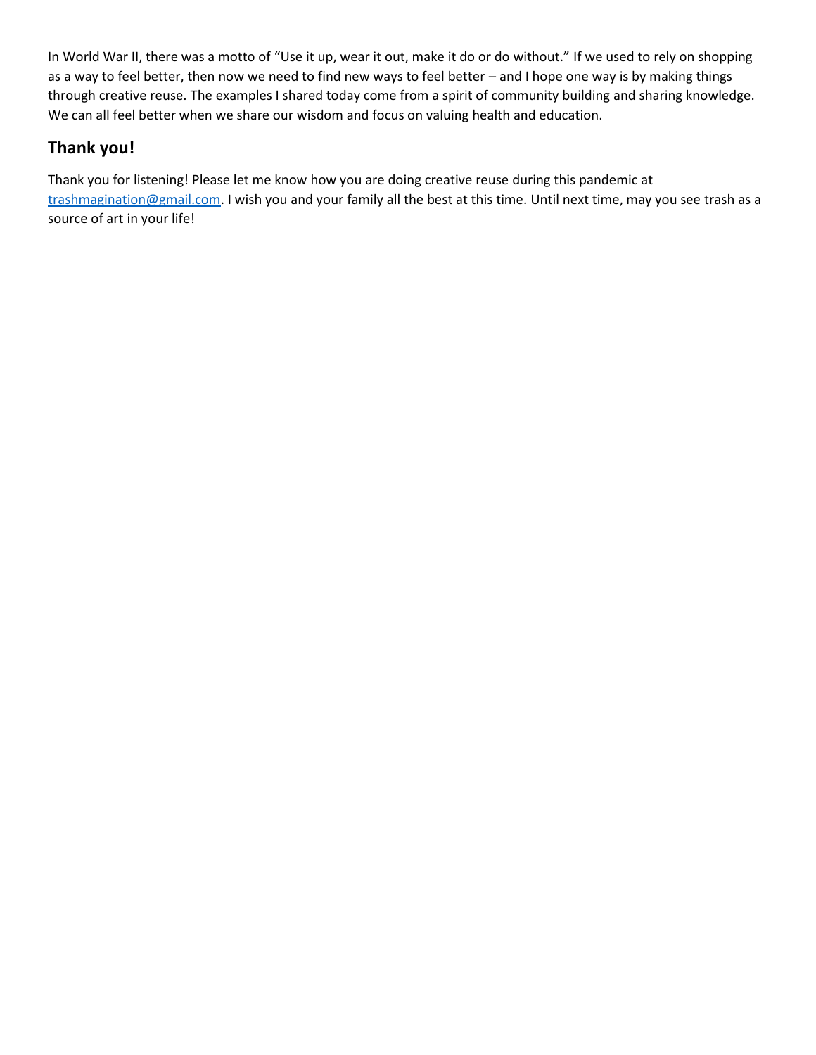In World War II, there was a motto of "Use it up, wear it out, make it do or do without." If we used to rely on shopping as a way to feel better, then now we need to find new ways to feel better – and I hope one way is by making things through creative reuse. The examples I shared today come from a spirit of community building and sharing knowledge. We can all feel better when we share our wisdom and focus on valuing health and education.

## Thank you!

Thank you for listening! Please let me know how you are doing creative reuse during this pandemic at [trashmagination@gmail.com](mailto:trashmagination@gmail.com). I wish you and your family all the best at this time. Until next time, may you see trash as a source of art in your life!